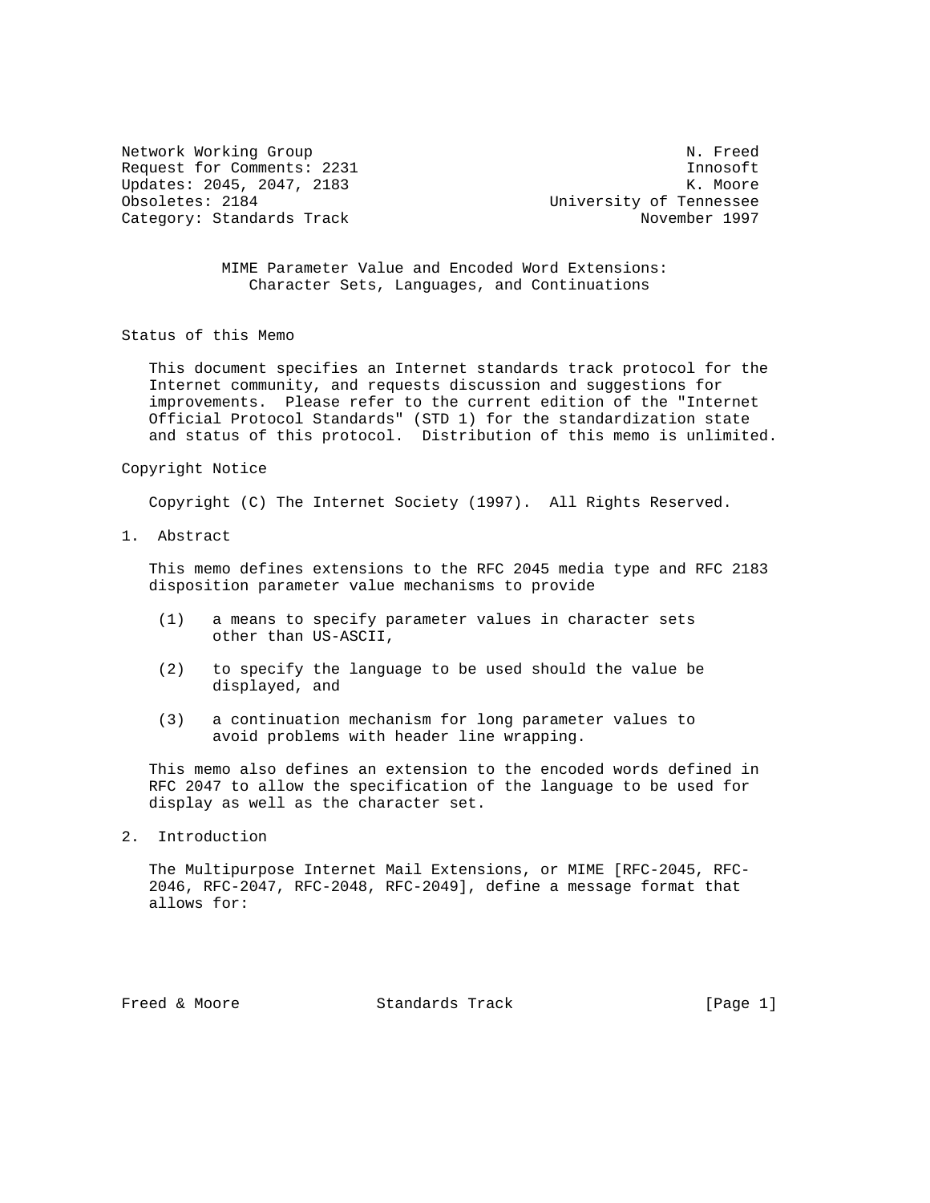Network Working Group N. Freed
Request for Comments: 2231 Innosoft
Updates: 2045, 2047, 2183 K. Moore
Obsoletes: 2184 University of Tennessee
Category: Standards Track November 1997

# MIME Parameter Value and Encoded Word Extensions: Character Sets, Languages, and Continuations

## Status of this Memo

This document specifies an Internet standards track protocol for the Internet community, and requests discussion and suggestions for improvements. Please refer to the current edition of the "Internet Official Protocol Standards" (STD 1) for the standardization state and status of this protocol. Distribution of this memo is unlimited.

## Copyright Notice

Copyright (C) The Internet Society (1997). All Rights Reserved.

## 1. Abstract

This memo defines extensions to the RFC 2045 media type and RFC 2183 disposition parameter value mechanisms to provide

(1) a means to specify parameter values in character sets other than US-ASCII,

(2) to specify the language to be used should the value be displayed, and

(3) a continuation mechanism for long parameter values to avoid problems with header line wrapping.

This memo also defines an extension to the encoded words defined in RFC 2047 to allow the specification of the language to be used for display as well as the character set.

## 2. Introduction

The Multipurpose Internet Mail Extensions, or MIME [RFC-2045, RFC-2046, RFC-2047, RFC-2048, RFC-2049], define a message format that allows for: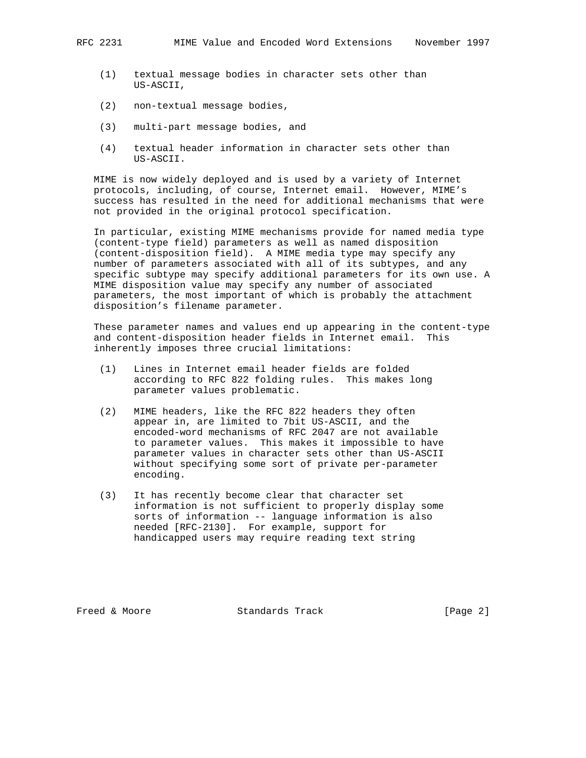(1) textual message bodies in character sets other than US-ASCII,

(2) non-textual message bodies,

(3) multi-part message bodies, and

(4) textual header information in character sets other than US-ASCII.

MIME is now widely deployed and is used by a variety of Internet protocols, including, of course, Internet email. However, MIME's success has resulted in the need for additional mechanisms that were not provided in the original protocol specification.

In particular, existing MIME mechanisms provide for named media type (content-type field) parameters as well as named disposition (content-disposition field). A MIME media type may specify any number of parameters associated with all of its subtypes, and any specific subtype may specify additional parameters for its own use. A MIME disposition value may specify any number of associated parameters, the most important of which is probably the attachment disposition's filename parameter.

These parameter names and values end up appearing in the content-type and content-disposition header fields in Internet email. This inherently imposes three crucial limitations:

(1) Lines in Internet email header fields are folded according to RFC 822 folding rules. This makes long parameter values problematic.

(2) MIME headers, like the RFC 822 headers they often appear in, are limited to 7bit US-ASCII, and the encoded-word mechanisms of RFC 2047 are not available to parameter values. This makes it impossible to have parameter values in character sets other than US-ASCII without specifying some sort of private per-parameter encoding.

(3) It has recently become clear that character set information is not sufficient to properly display some sorts of information -- language information is also needed [RFC-2130]. For example, support for handicapped users may require reading text string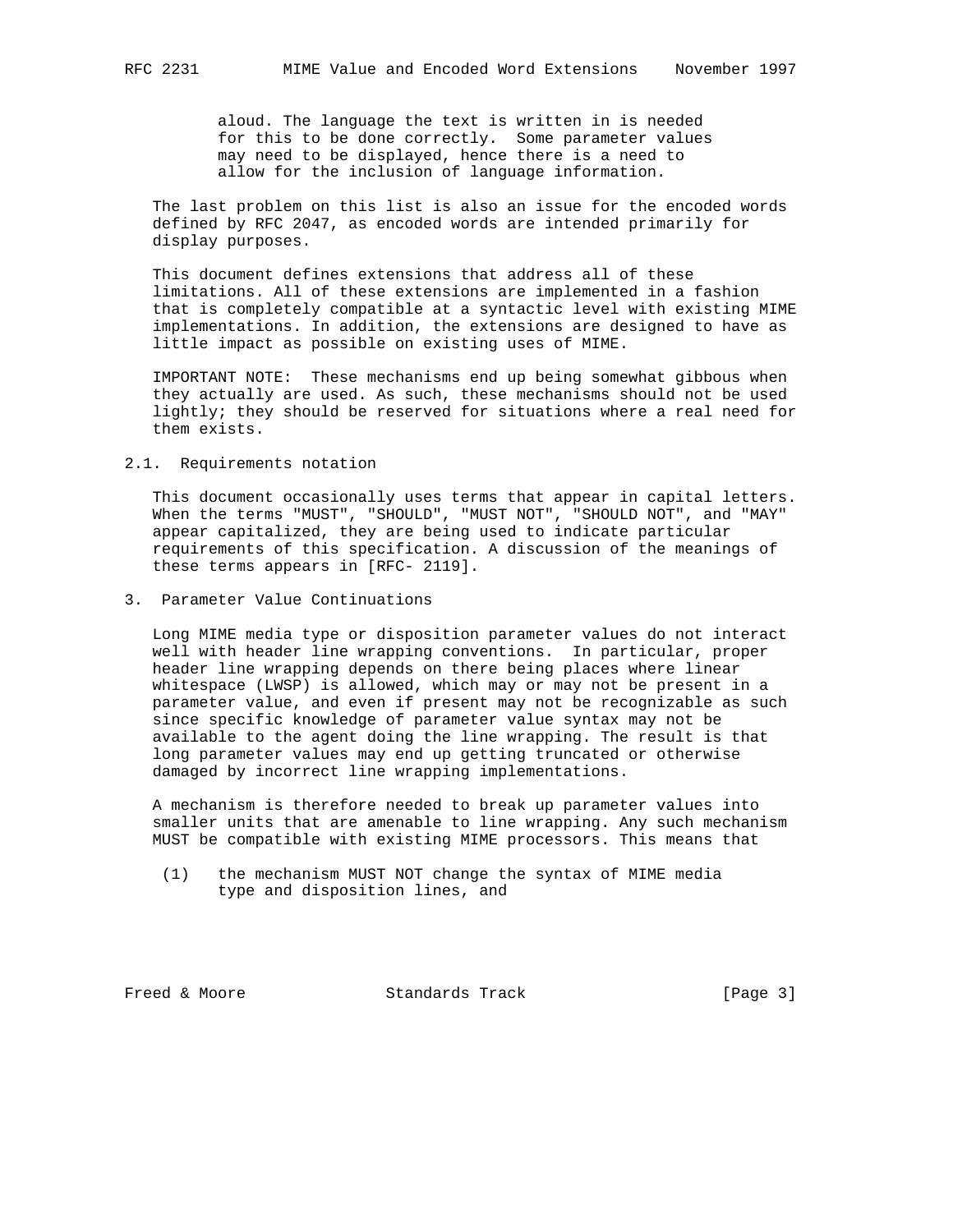aloud. The language the text is written in is needed for this to be done correctly. Some parameter values may need to be displayed, hence there is a need to allow for the inclusion of language information.

The last problem on this list is also an issue for the encoded words defined by RFC 2047, as encoded words are intended primarily for display purposes.

This document defines extensions that address all of these limitations. All of these extensions are implemented in a fashion that is completely compatible at a syntactic level with existing MIME implementations. In addition, the extensions are designed to have as little impact as possible on existing uses of MIME.

IMPORTANT NOTE: These mechanisms end up being somewhat gibbous when they actually are used. As such, these mechanisms should not be used lightly; they should be reserved for situations where a real need for them exists.

## 2.1. Requirements notation

This document occasionally uses terms that appear in capital letters. When the terms "MUST", "SHOULD", "MUST NOT", "SHOULD NOT", and "MAY" appear capitalized, they are being used to indicate particular requirements of this specification. A discussion of the meanings of these terms appears in [RFC- 2119].

# 3. Parameter Value Continuations

Long MIME media type or disposition parameter values do not interact well with header line wrapping conventions. In particular, proper header line wrapping depends on there being places where linear whitespace (LWSP) is allowed, which may or may not be present in a parameter value, and even if present may not be recognizable as such since specific knowledge of parameter value syntax may not be available to the agent doing the line wrapping. The result is that long parameter values may end up getting truncated or otherwise damaged by incorrect line wrapping implementations.

A mechanism is therefore needed to break up parameter values into smaller units that are amenable to line wrapping. Any such mechanism MUST be compatible with existing MIME processors. This means that

(1) the mechanism MUST NOT change the syntax of MIME media type and disposition lines, and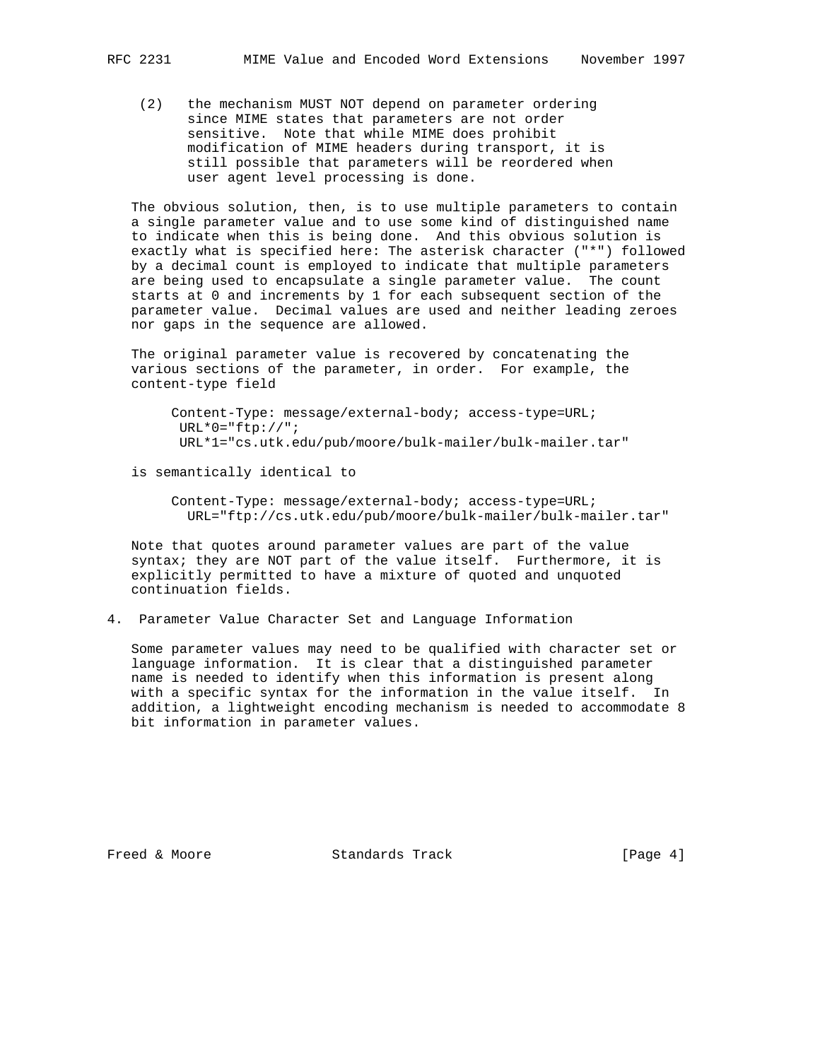(2) the mechanism MUST NOT depend on parameter ordering since MIME states that parameters are not order sensitive. Note that while MIME does prohibit modification of MIME headers during transport, it is still possible that parameters will be reordered when user agent level processing is done.

The obvious solution, then, is to use multiple parameters to contain a single parameter value and to use some kind of distinguished name to indicate when this is being done. And this obvious solution is exactly what is specified here: The asterisk character ("*") followed by a decimal count is employed to indicate that multiple parameters are being used to encapsulate a single parameter value. The count starts at 0 and increments by 1 for each subsequent section of the parameter value. Decimal values are used and neither leading zeroes nor gaps in the sequence are allowed.

The original parameter value is recovered by concatenating the various sections of the parameter, in order. For example, the content-type field

```
Content-Type: message/external-body; access-type=URL;
 URL*0="ftp://";
 URL*1="cs.utk.edu/pub/moore/bulk-mailer/bulk-mailer.tar"
```

is semantically identical to

```
Content-Type: message/external-body; access-type=URL;
  URL="ftp://cs.utk.edu/pub/moore/bulk-mailer/bulk-mailer.tar"
```

Note that quotes around parameter values are part of the value syntax; they are NOT part of the value itself. Furthermore, it is explicitly permitted to have a mixture of quoted and unquoted continuation fields.

## 4. Parameter Value Character Set and Language Information

Some parameter values may need to be qualified with character set or language information. It is clear that a distinguished parameter name is needed to identify when this information is present along with a specific syntax for the information in the value itself. In addition, a lightweight encoding mechanism is needed to accommodate 8 bit information in parameter values.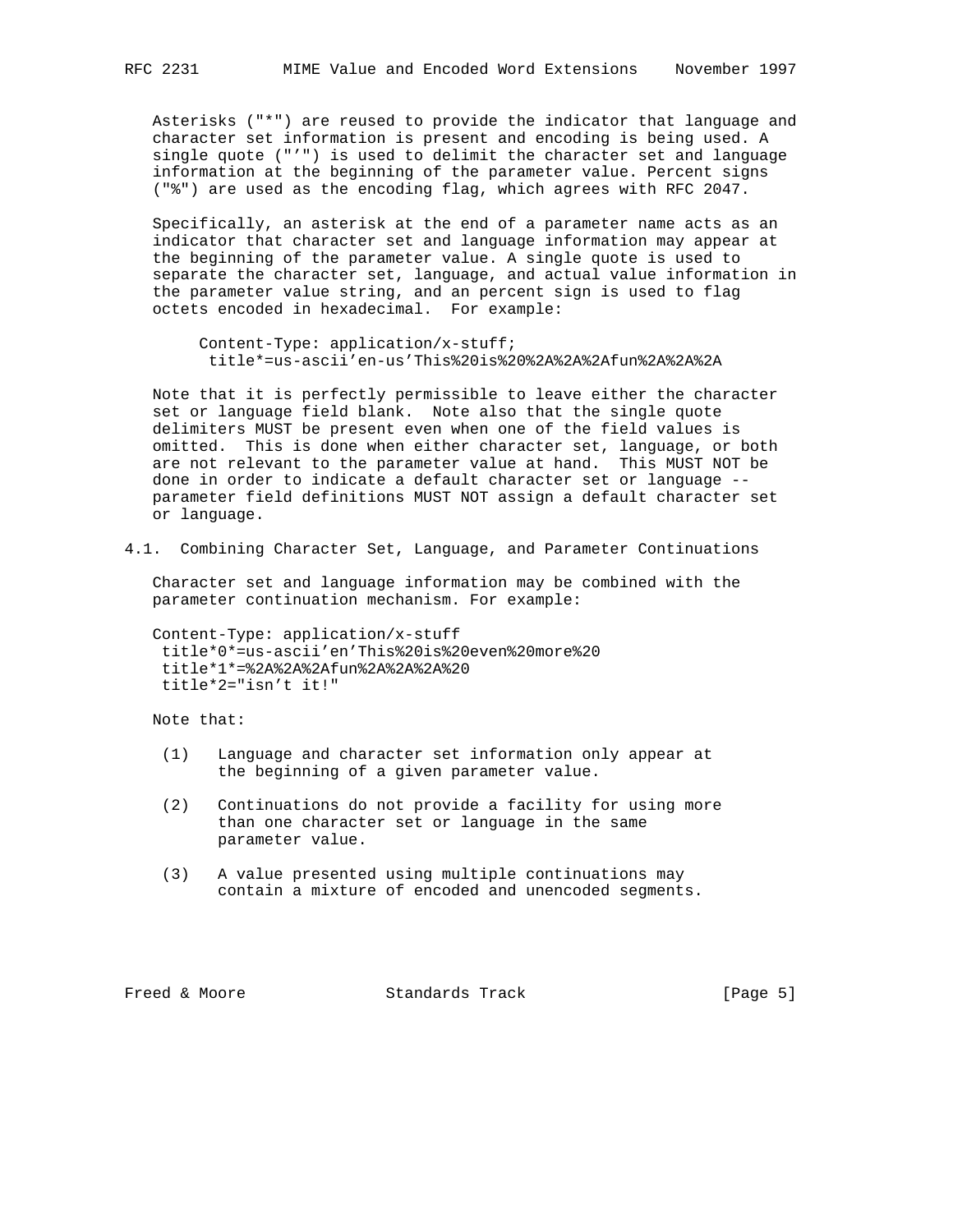Asterisks ("*") are reused to provide the indicator that language and character set information is present and encoding is being used. A single quote ("'") is used to delimit the character set and language information at the beginning of the parameter value. Percent signs ("%") are used as the encoding flag, which agrees with RFC 2047.

Specifically, an asterisk at the end of a parameter name acts as an indicator that character set and language information may appear at the beginning of the parameter value. A single quote is used to separate the character set, language, and actual value information in the parameter value string, and an percent sign is used to flag octets encoded in hexadecimal. For example:

```
Content-Type: application/x-stuff;
 title*=us-ascii'en-us'This%20is%20%2A%2A%2Afun%2A%2A%2A
```

Note that it is perfectly permissible to leave either the character set or language field blank. Note also that the single quote delimiters MUST be present even when one of the field values is omitted. This is done when either character set, language, or both are not relevant to the parameter value at hand. This MUST NOT be done in order to indicate a default character set or language -- parameter field definitions MUST NOT assign a default character set or language.

## 4.1. Combining Character Set, Language, and Parameter Continuations

Character set and language information may be combined with the parameter continuation mechanism. For example:

```
Content-Type: application/x-stuff
 title*0*=us-ascii'en'This%20is%20even%20more%20
 title*1*=%2A%2A%2Afun%2A%2A%2A%20
 title*2="isn't it!"
```

Note that:

(1) Language and character set information only appear at the beginning of a given parameter value.

(2) Continuations do not provide a facility for using more than one character set or language in the same parameter value.

(3) A value presented using multiple continuations may contain a mixture of encoded and unencoded segments.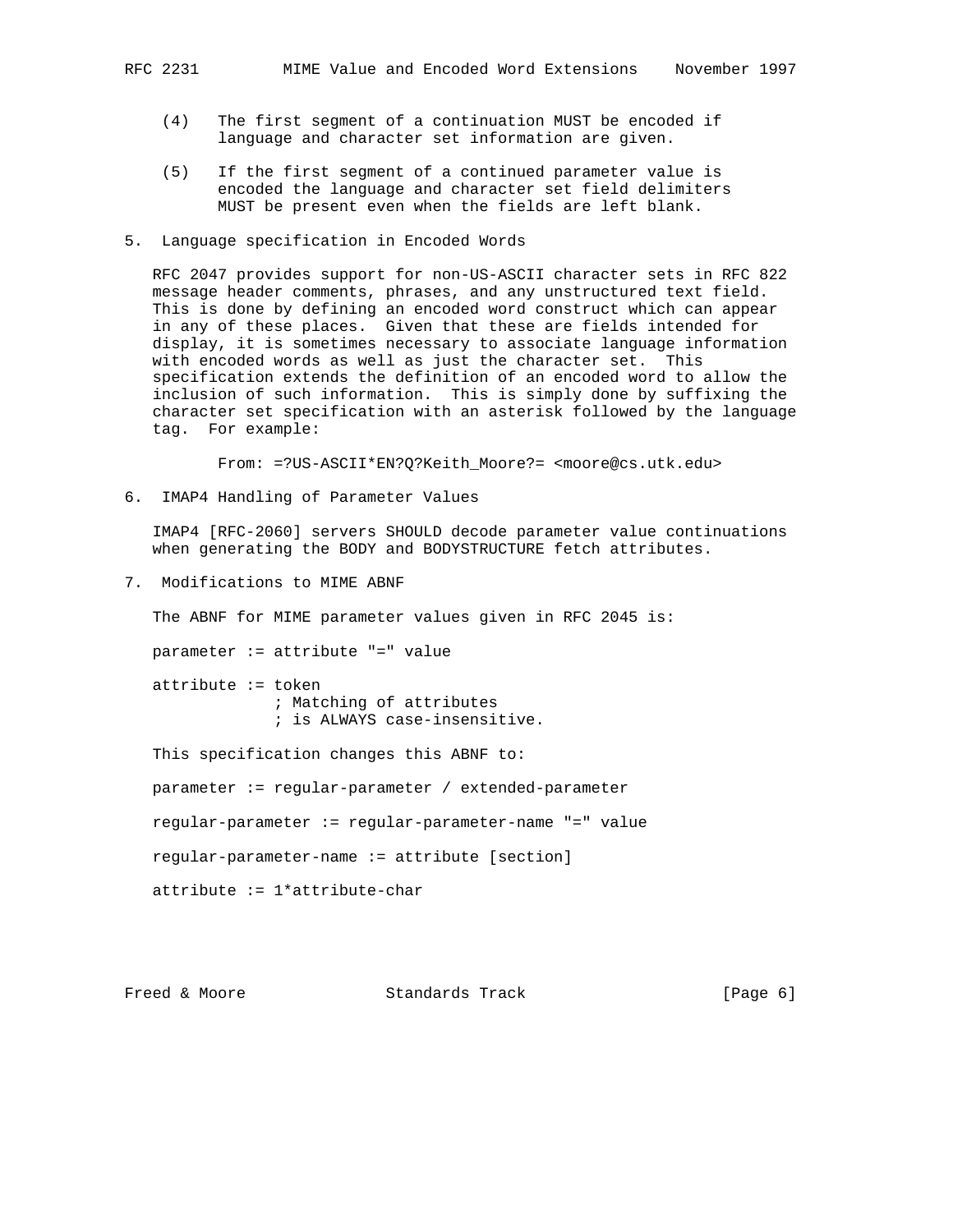(4) The first segment of a continuation MUST be encoded if language and character set information are given.

(5) If the first segment of a continued parameter value is encoded the language and character set field delimiters MUST be present even when the fields are left blank.

## 5. Language specification in Encoded Words

RFC 2047 provides support for non-US-ASCII character sets in RFC 822 message header comments, phrases, and any unstructured text field. This is done by defining an encoded word construct which can appear in any of these places. Given that these are fields intended for display, it is sometimes necessary to associate language information with encoded words as well as just the character set. This specification extends the definition of an encoded word to allow the inclusion of such information. This is simply done by suffixing the character set specification with an asterisk followed by the language tag. For example:

```
From: =?US-ASCII*EN?Q?Keith_Moore?= <moore@cs.utk.edu>
```

## 6. IMAP4 Handling of Parameter Values

IMAP4 [RFC-2060] servers SHOULD decode parameter value continuations when generating the BODY and BODYSTRUCTURE fetch attributes.

## 7. Modifications to MIME ABNF

The ABNF for MIME parameter values given in RFC 2045 is:

```
parameter := attribute "=" value

attribute := token
             ; Matching of attributes
             ; is ALWAYS case-insensitive.
```

This specification changes this ABNF to:

```
parameter := regular-parameter / extended-parameter

regular-parameter := regular-parameter-name "=" value

regular-parameter-name := attribute [section]

attribute := 1*attribute-char
```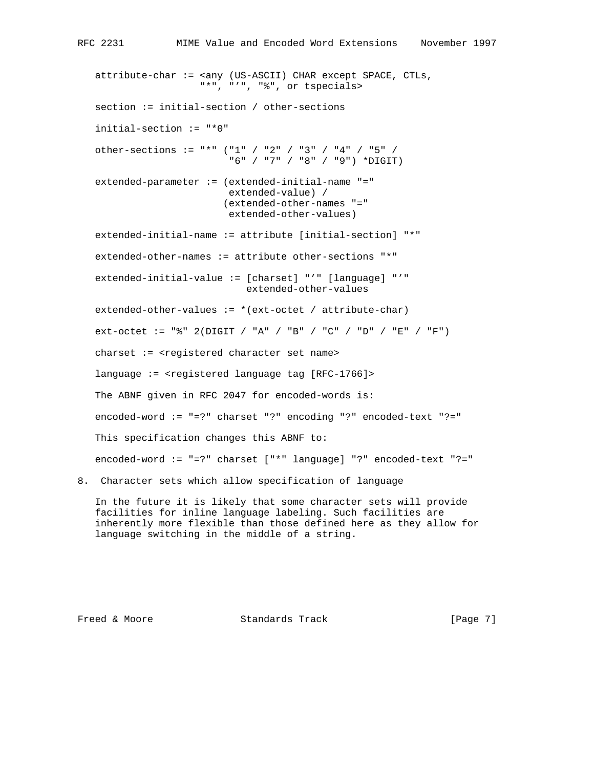```
attribute-char := <any (US-ASCII) CHAR except SPACE, CTLs,
                  "*", "’", "%", or tspecials>

section := initial-section / other-sections

initial-section := "*0"

other-sections := "*" ("1" / "2" / "3" / "4" / "5" /
                       "6" / "7" / "8" / "9") *DIGIT)

extended-parameter := (extended-initial-name "="
                       extended-value) /
                      (extended-other-names "="
                       extended-other-values)

extended-initial-name := attribute [initial-section] "*"

extended-other-names := attribute other-sections "*"

extended-initial-value := [charset] "’" [language] "’"
                          extended-other-values

extended-other-values := *(ext-octet / attribute-char)

ext-octet := "%" 2(DIGIT / "A" / "B" / "C" / "D" / "E" / "F")

charset := <registered character set name>

language := <registered language tag [RFC-1766]>
```

The ABNF given in RFC 2047 for encoded-words is:

```
encoded-word := "=?" charset "?" encoding "?" encoded-text "?="
```

This specification changes this ABNF to:

```
encoded-word := "=?" charset ["*" language] "?" encoded-text "?="
```

## 8. Character sets which allow specification of language

In the future it is likely that some character sets will provide facilities for inline language labeling. Such facilities are inherently more flexible than those defined here as they allow for language switching in the middle of a string.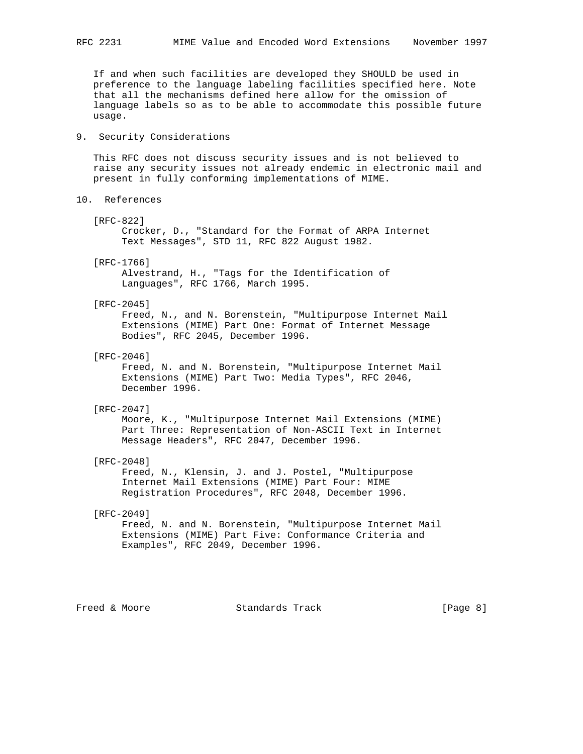If and when such facilities are developed they SHOULD be used in preference to the language labeling facilities specified here. Note that all the mechanisms defined here allow for the omission of language labels so as to be able to accommodate this possible future usage.

## 9. Security Considerations

This RFC does not discuss security issues and is not believed to raise any security issues not already endemic in electronic mail and present in fully conforming implementations of MIME.

## 10. References

[RFC-822]
Crocker, D., "Standard for the Format of ARPA Internet Text Messages", STD 11, RFC 822 August 1982.

[RFC-1766]
Alvestrand, H., "Tags for the Identification of Languages", RFC 1766, March 1995.

[RFC-2045]
Freed, N., and N. Borenstein, "Multipurpose Internet Mail Extensions (MIME) Part One: Format of Internet Message Bodies", RFC 2045, December 1996.

[RFC-2046]
Freed, N. and N. Borenstein, "Multipurpose Internet Mail Extensions (MIME) Part Two: Media Types", RFC 2046, December 1996.

[RFC-2047]
Moore, K., "Multipurpose Internet Mail Extensions (MIME) Part Three: Representation of Non-ASCII Text in Internet Message Headers", RFC 2047, December 1996.

[RFC-2048]
Freed, N., Klensin, J. and J. Postel, "Multipurpose Internet Mail Extensions (MIME) Part Four: MIME Registration Procedures", RFC 2048, December 1996.

[RFC-2049]
Freed, N. and N. Borenstein, "Multipurpose Internet Mail Extensions (MIME) Part Five: Conformance Criteria and Examples", RFC 2049, December 1996.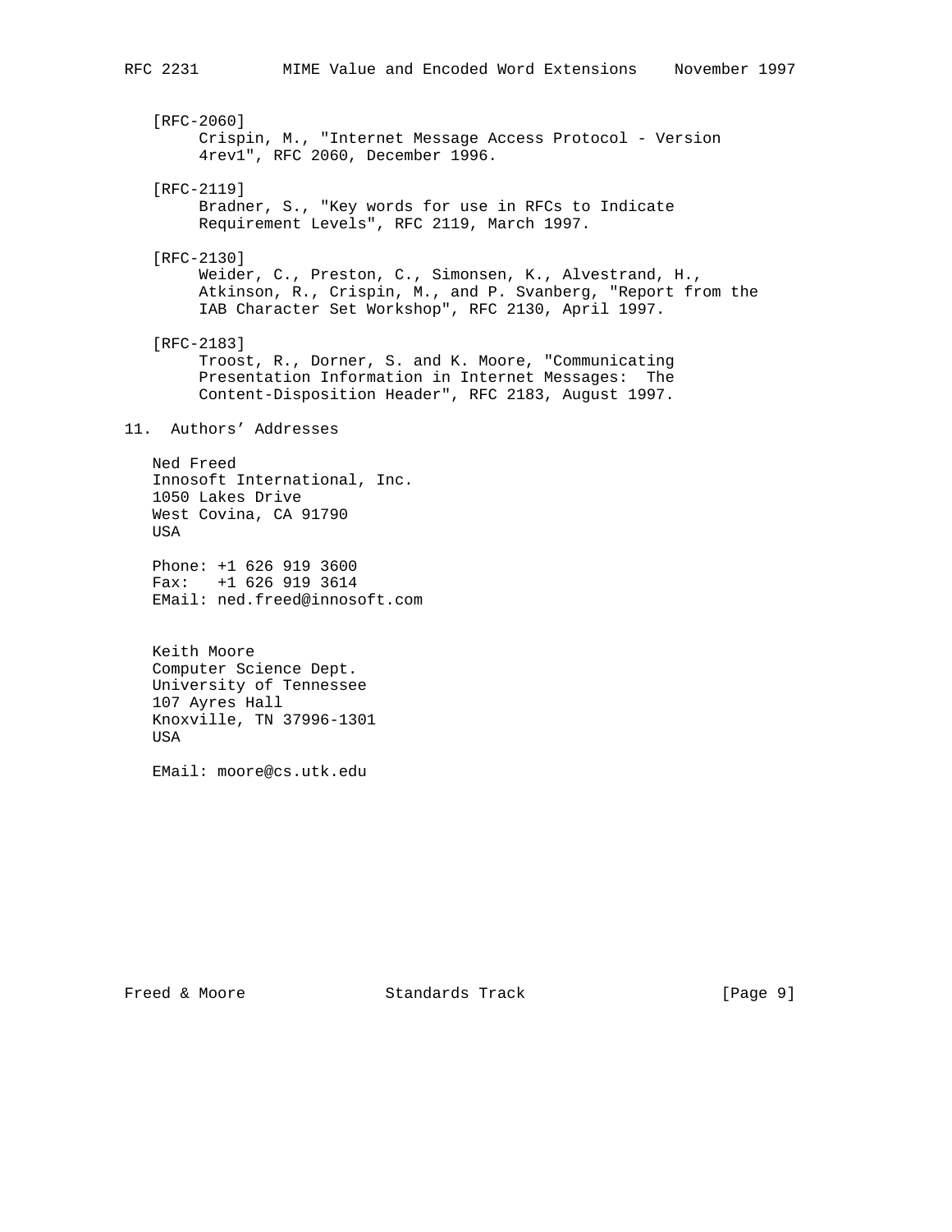[RFC-2060]
Crispin, M., "Internet Message Access Protocol - Version 4rev1", RFC 2060, December 1996.

[RFC-2119]
Bradner, S., "Key words for use in RFCs to Indicate Requirement Levels", RFC 2119, March 1997.

[RFC-2130]
Weider, C., Preston, C., Simonsen, K., Alvestrand, H., Atkinson, R., Crispin, M., and P. Svanberg, "Report from the IAB Character Set Workshop", RFC 2130, April 1997.

[RFC-2183]
Troost, R., Dorner, S. and K. Moore, "Communicating Presentation Information in Internet Messages: The Content-Disposition Header", RFC 2183, August 1997.

## 11. Authors' Addresses

Ned Freed
Innosoft International, Inc.
1050 Lakes Drive
West Covina, CA 91790
USA

Phone: +1 626 919 3600
Fax: +1 626 919 3614
EMail: ned.freed@innosoft.com

Keith Moore
Computer Science Dept.
University of Tennessee
107 Ayres Hall
Knoxville, TN 37996-1301
USA

EMail: moore@cs.utk.edu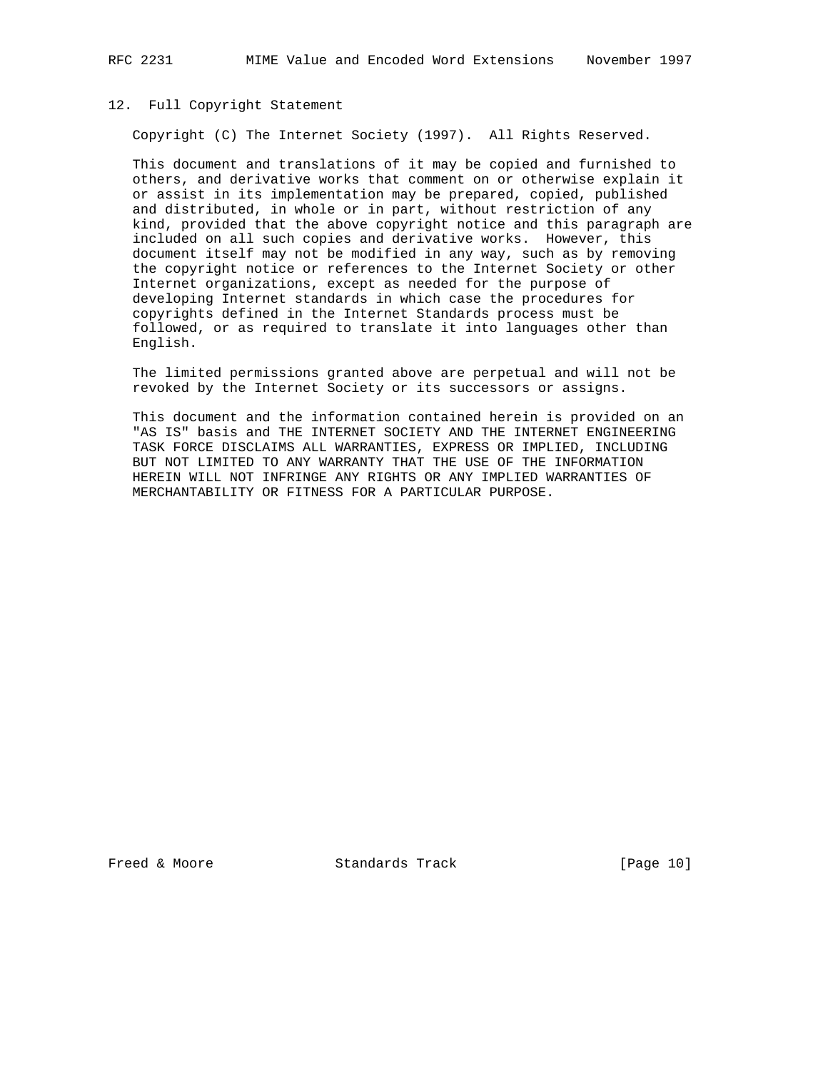## 12. Full Copyright Statement

Copyright (C) The Internet Society (1997). All Rights Reserved.

This document and translations of it may be copied and furnished to others, and derivative works that comment on or otherwise explain it or assist in its implementation may be prepared, copied, published and distributed, in whole or in part, without restriction of any kind, provided that the above copyright notice and this paragraph are included on all such copies and derivative works. However, this document itself may not be modified in any way, such as by removing the copyright notice or references to the Internet Society or other Internet organizations, except as needed for the purpose of developing Internet standards in which case the procedures for copyrights defined in the Internet Standards process must be followed, or as required to translate it into languages other than English.

The limited permissions granted above are perpetual and will not be revoked by the Internet Society or its successors or assigns.

This document and the information contained herein is provided on an "AS IS" basis and THE INTERNET SOCIETY AND THE INTERNET ENGINEERING TASK FORCE DISCLAIMS ALL WARRANTIES, EXPRESS OR IMPLIED, INCLUDING BUT NOT LIMITED TO ANY WARRANTY THAT THE USE OF THE INFORMATION HEREIN WILL NOT INFRINGE ANY RIGHTS OR ANY IMPLIED WARRANTIES OF MERCHANTABILITY OR FITNESS FOR A PARTICULAR PURPOSE.